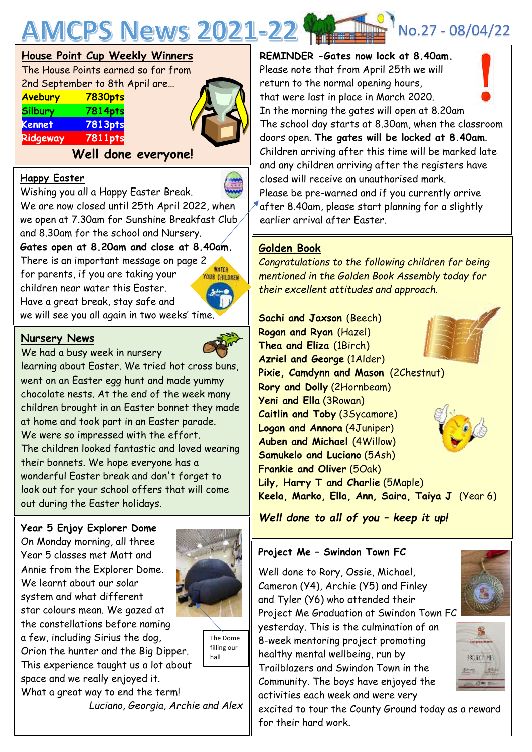# AMCPS News 2021-22 No.27 - 08/04/22

## House Point Cup Weekly Winners

The House Points earned so far from 2nd September to 8th April are…

| House | Points |
|---|---|
| Avebury | 7830pts |
| Silbury | 7814pts |
| Kennet | 7813pts |
| Ridgeway | 7811pts |

**Well done everyone!**

## Happy Easter

Wishing you all a Happy Easter Break.
We are now closed until 25th April 2022, when we open at 7.30am for Sunshine Breakfast Club and 8.30am for the school and Nursery.
**Gates open at 8.20am and close at 8.40am.**
There is an important message on page 2 for parents, if you are taking your children near water this Easter.
Have a great break, stay safe and we will see you all again in two weeks' time.

## Nursery News

We had a busy week in nursery learning about Easter. We tried hot cross buns, went on an Easter egg hunt and made yummy chocolate nests. At the end of the week many children brought in an Easter bonnet they made at home and took part in an Easter parade. We were so impressed with the effort. The children looked fantastic and loved wearing their bonnets. We hope everyone has a wonderful Easter break and don't forget to look out for your school offers that will come out during the Easter holidays.

## Year 5 Enjoy Explorer Dome

On Monday morning, all three Year 5 classes met Matt and Annie from the Explorer Dome. We learnt about our solar system and what different star colours mean. We gazed at the constellations before naming a few, including Sirius the dog, Orion the hunter and the Big Dipper. This experience taught us a lot about space and we really enjoyed it.
What a great way to end the term!

*Luciano, Georgia, Archie and Alex*

The Dome filling our hall

## REMINDER -Gates now lock at 8.40am.

Please note that from April 25th we will return to the normal opening hours, that were last in place in March 2020.
In the morning the gates will open at 8.20am
The school day starts at 8.30am, when the classroom doors open. **The gates will be locked at 8.40am**.
Children arriving after this time will be marked late and any children arriving after the registers have closed will receive an unauthorised mark.
Please be pre-warned and if you currently arrive after 8.40am, please start planning for a slightly earlier arrival after Easter.

## Golden Book

*Congratulations to the following children for being mentioned in the Golden Book Assembly today for their excellent attitudes and approach.*

**Sachi and Jaxson** (Beech)
**Rogan and Ryan** (Hazel)
**Thea and Eliza** (1Birch)
**Azriel and George** (1Alder)
**Pixie, Camdynn and Mason** (2Chestnut)
**Rory and Dolly** (2Hornbeam)
**Yeni and Ella** (3Rowan)
**Caitlin and Toby** (3Sycamore)
**Logan and Annora** (4Juniper)
**Auben and Michael** (4Willow)
**Samukelo and Luciano** (5Ash)
**Frankie and Oliver** (5Oak)
**Lily, Harry T and Charlie** (5Maple)
**Keela, Marko, Ella, Ann, Saira, Taiya J** (Year 6)

***Well done to all of you – keep it up!***

## Project Me – Swindon Town FC

Well done to Rory, Ossie, Michael, Cameron (Y4), Archie (Y5) and Finley and Tyler (Y6) who attended their Project Me Graduation at Swindon Town FC yesterday. This is the culmination of an 8-week mentoring project promoting healthy mental wellbeing, run by Trailblazers and Swindon Town in the Community. The boys have enjoyed the activities each week and were very excited to tour the County Ground today as a reward for their hard work.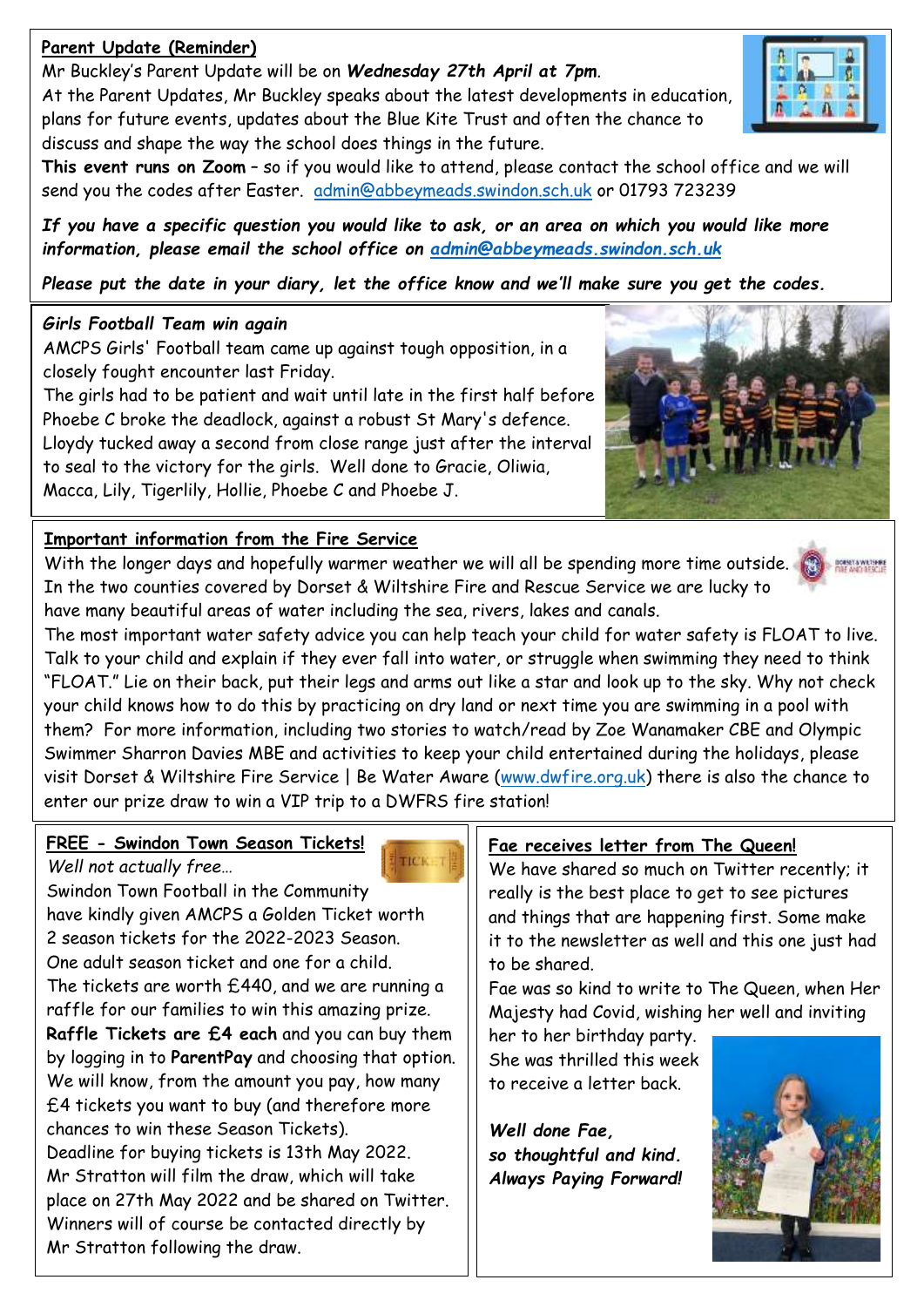## Parent Update (Reminder)

Mr Buckley's Parent Update will be on ***Wednesday 27th April at 7pm***.

At the Parent Updates, Mr Buckley speaks about the latest developments in education, plans for future events, updates about the Blue Kite Trust and often the chance to discuss and shape the way the school does things in the future.

**This event runs on Zoom** – so if you would like to attend, please contact the school office and we will send you the codes after Easter. admin@abbeymeads.swindon.sch.uk or 01793 723239

***If you have a specific question you would like to ask, or an area on which you would like more information, please email the school office on admin@abbeymeads.swindon.sch.uk***

***Please put the date in your diary, let the office know and we'll make sure you get the codes.***

## *Girls Football Team win again*

AMCPS Girls' Football team came up against tough opposition, in a closely fought encounter last Friday.

The girls had to be patient and wait until late in the first half before Phoebe C broke the deadlock, against a robust St Mary's defence. Lloydy tucked away a second from close range just after the interval to seal to the victory for the girls. Well done to Gracie, Oliwia, Macca, Lily, Tigerlily, Hollie, Phoebe C and Phoebe J.

## Important information from the Fire Service

With the longer days and hopefully warmer weather we will all be spending more time outside. In the two counties covered by Dorset & Wiltshire Fire and Rescue Service we are lucky to have many beautiful areas of water including the sea, rivers, lakes and canals.

The most important water safety advice you can help teach your child for water safety is FLOAT to live. Talk to your child and explain if they ever fall into water, or struggle when swimming they need to think "FLOAT." Lie on their back, put their legs and arms out like a star and look up to the sky. Why not check your child knows how to do this by practicing on dry land or next time you are swimming in a pool with them? For more information, including two stories to watch/read by Zoe Wanamaker CBE and Olympic Swimmer Sharron Davies MBE and activities to keep your child entertained during the holidays, please visit Dorset & Wiltshire Fire Service | Be Water Aware (www.dwfire.org.uk) there is also the chance to enter our prize draw to win a VIP trip to a DWFRS fire station!

## FREE - Swindon Town Season Tickets!

*Well not actually free…*

Swindon Town Football in the Community have kindly given AMCPS a Golden Ticket worth 2 season tickets for the 2022-2023 Season. One adult season ticket and one for a child.

The tickets are worth £440, and we are running a raffle for our families to win this amazing prize.

**Raffle Tickets are £4 each** and you can buy them by logging in to **ParentPay** and choosing that option. We will know, from the amount you pay, how many £4 tickets you want to buy (and therefore more chances to win these Season Tickets).

Deadline for buying tickets is 13th May 2022.

Mr Stratton will film the draw, which will take place on 27th May 2022 and be shared on Twitter. Winners will of course be contacted directly by Mr Stratton following the draw.

## Fae receives letter from The Queen!

We have shared so much on Twitter recently; it really is the best place to get to see pictures and things that are happening first. Some make it to the newsletter as well and this one just had to be shared.

Fae was so kind to write to The Queen, when Her Majesty had Covid, wishing her well and inviting her to her birthday party.

She was thrilled this week to receive a letter back.

***Well done Fae,***
***so thoughtful and kind.***
***Always Paying Forward!***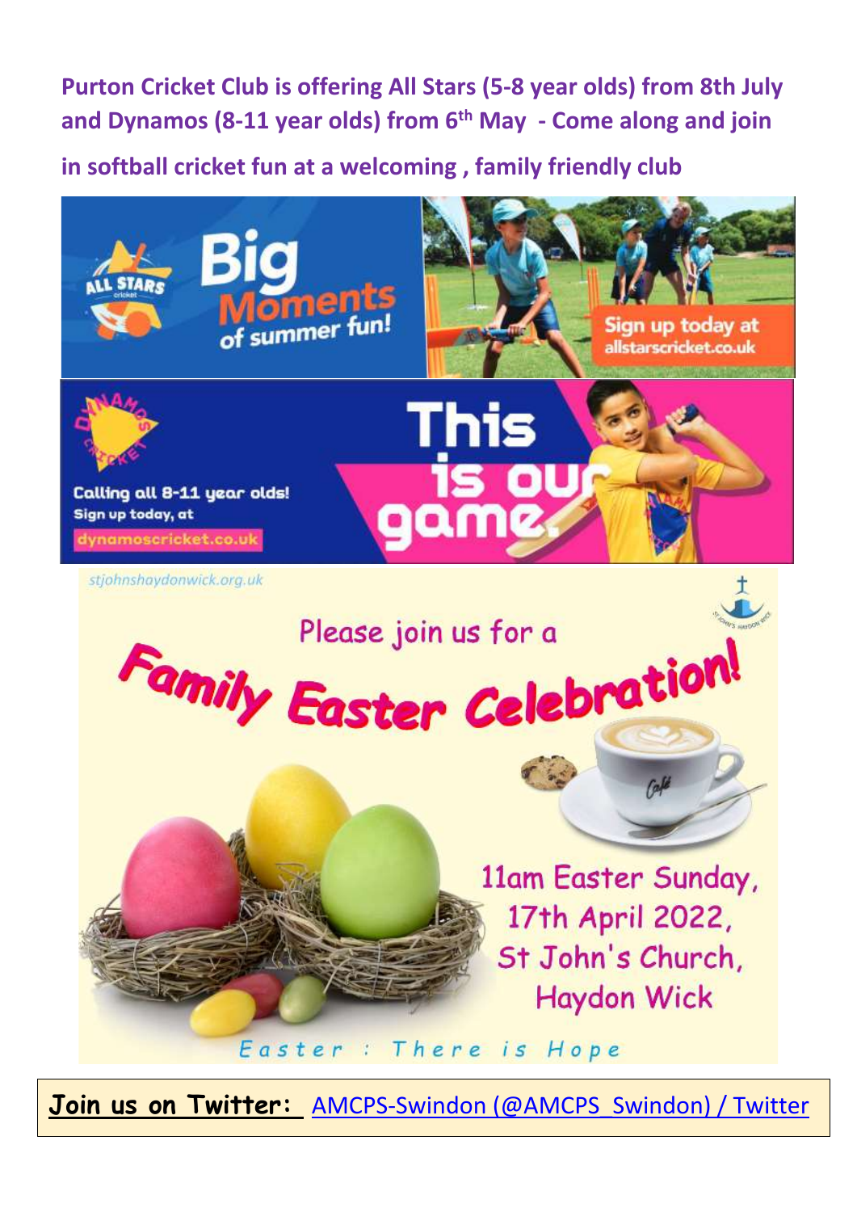**Purton Cricket Club is offering All Stars (5-8 year olds) from 8th July and Dynamos (8-11 year olds) from 6th May - Come along and join in softball cricket fun at a welcoming , family friendly club**

ALL STARS cricket

Big Moments of summer fun!

Sign up today at allstarscricket.co.uk

DYNAMOS CRICKET

Calling all 8-11 year olds!
Sign up today, at
dynamoscricket.co.uk

This is our game.

stjohnshaydonwick.org.uk

Please join us for a

Family Easter Celebration!

11am Easter Sunday,
17th April 2022,
St John's Church,
Haydon Wick

Easter : There is Hope

**Join us on Twitter:** AMCPS-Swindon (@AMCPS_Swindon) / Twitter